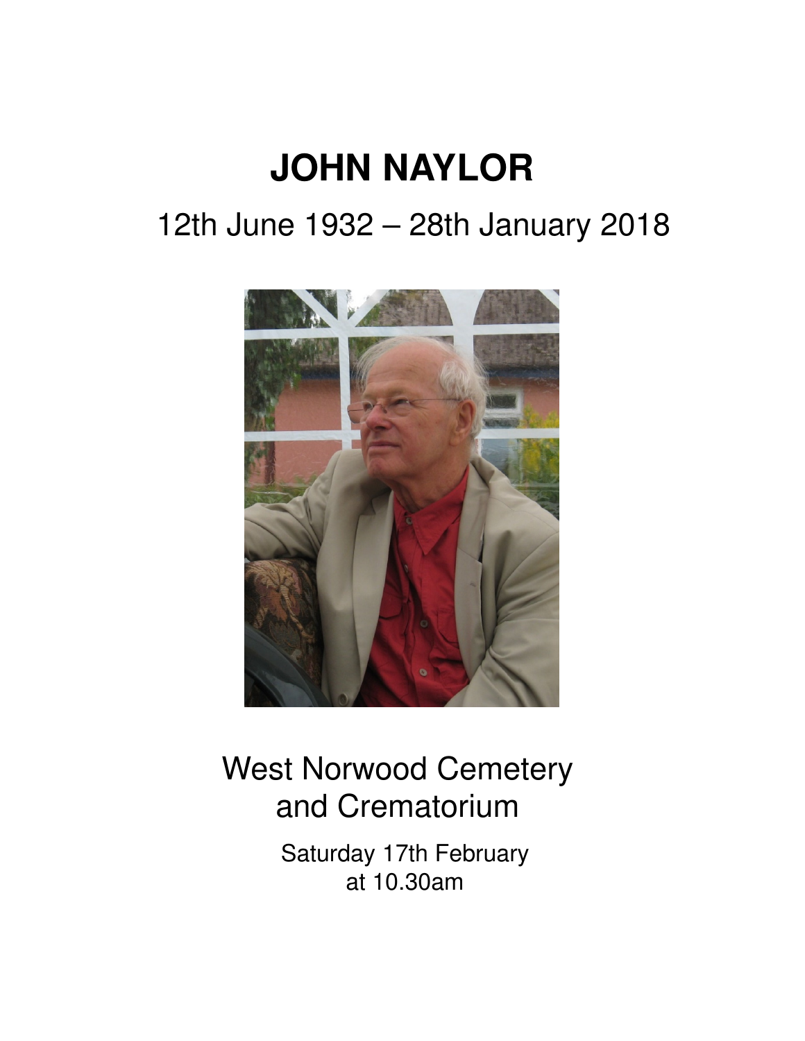# JOHN NAYLOR

12th June 1932 – 28th January 2018

West Norwood Cemetery
and Crematorium

Saturday 17th February
at 10.30am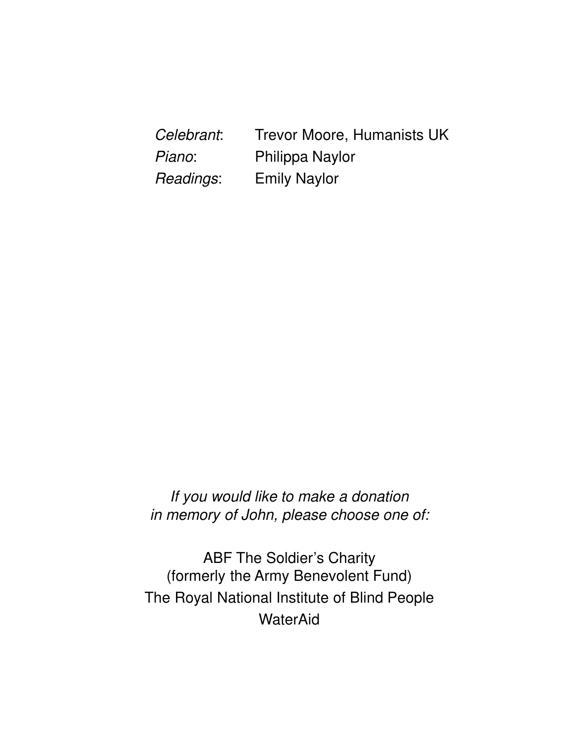| | |
|---|---|
| *Celebrant*: | Trevor Moore, Humanists UK |
| *Piano*: | Philippa Naylor |
| *Readings*: | Emily Naylor |

*If you would like to make a donation*
*in memory of John, please choose one of:*

ABF The Soldier's Charity
(formerly the Army Benevolent Fund)
The Royal National Institute of Blind People
WaterAid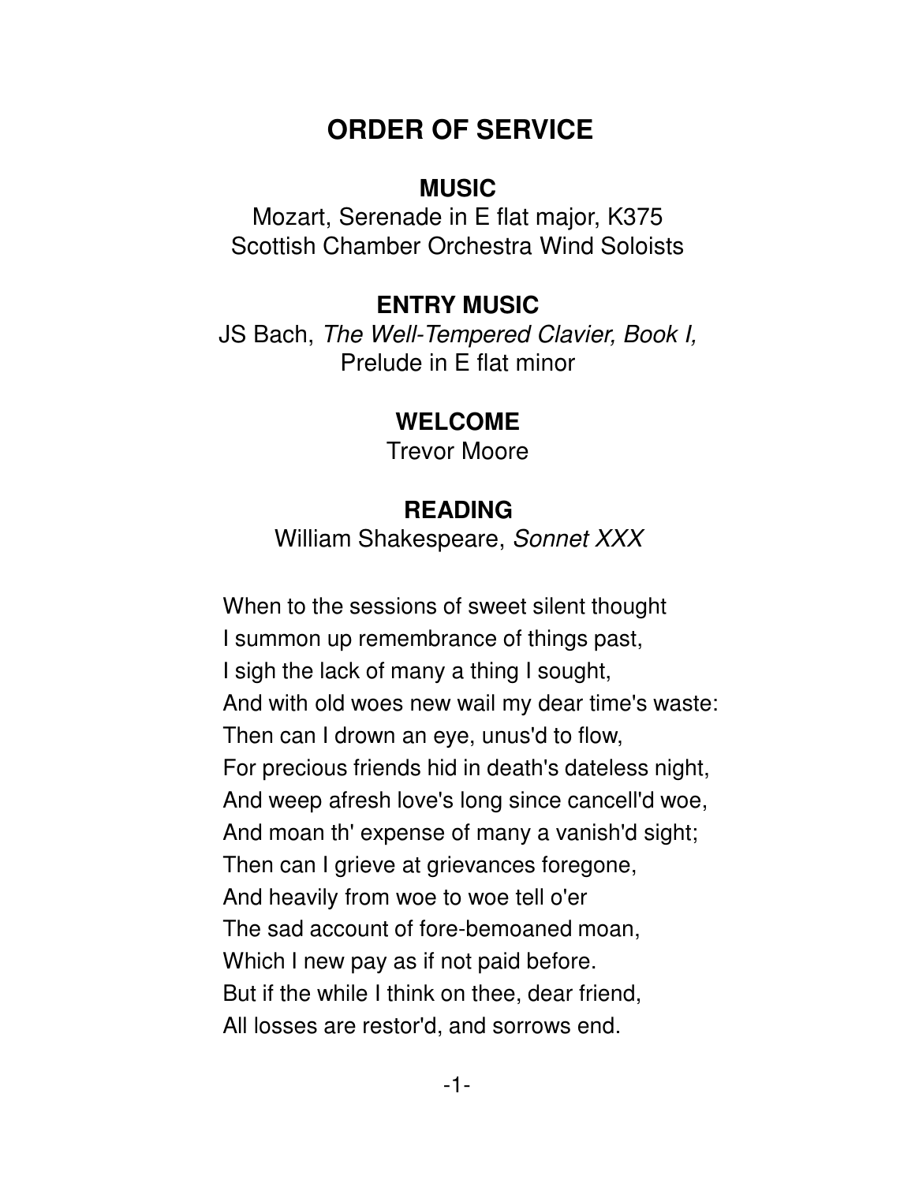# ORDER OF SERVICE

## MUSIC

Mozart, Serenade in E flat major, K375
Scottish Chamber Orchestra Wind Soloists

## ENTRY MUSIC

JS Bach, *The Well-Tempered Clavier, Book I,*
Prelude in E flat minor

## WELCOME

Trevor Moore

## READING

William Shakespeare, *Sonnet XXX*

When to the sessions of sweet silent thought
I summon up remembrance of things past,
I sigh the lack of many a thing I sought,
And with old woes new wail my dear time's waste:
Then can I drown an eye, unus'd to flow,
For precious friends hid in death's dateless night,
And weep afresh love's long since cancell'd woe,
And moan th' expense of many a vanish'd sight;
Then can I grieve at grievances foregone,
And heavily from woe to woe tell o'er
The sad account of fore-bemoaned moan,
Which I new pay as if not paid before.
But if the while I think on thee, dear friend,
All losses are restor'd, and sorrows end.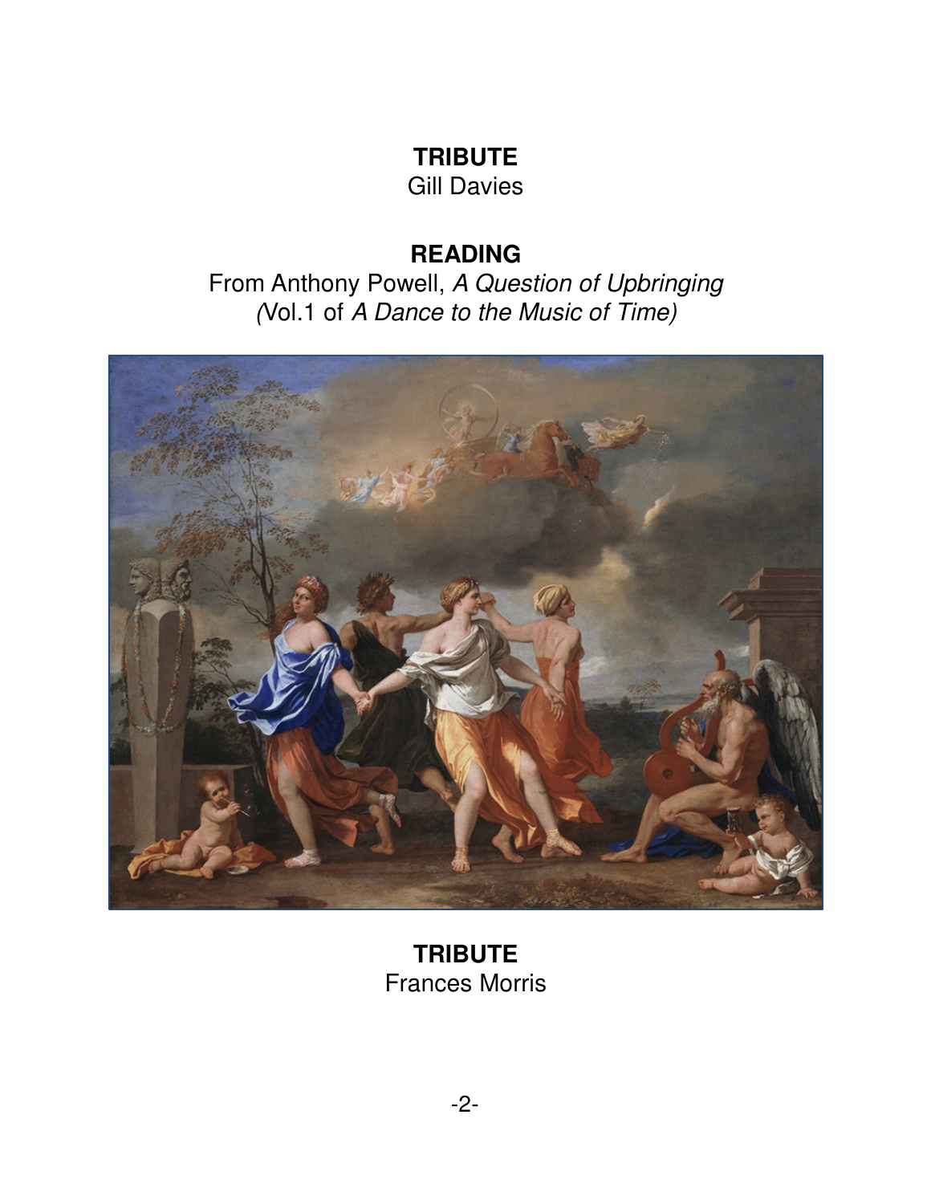**TRIBUTE**
Gill Davies

**READING**
From Anthony Powell, *A Question of Upbringing*
*(*Vol.1 of *A Dance to the Music of Time)*

**TRIBUTE**
Frances Morris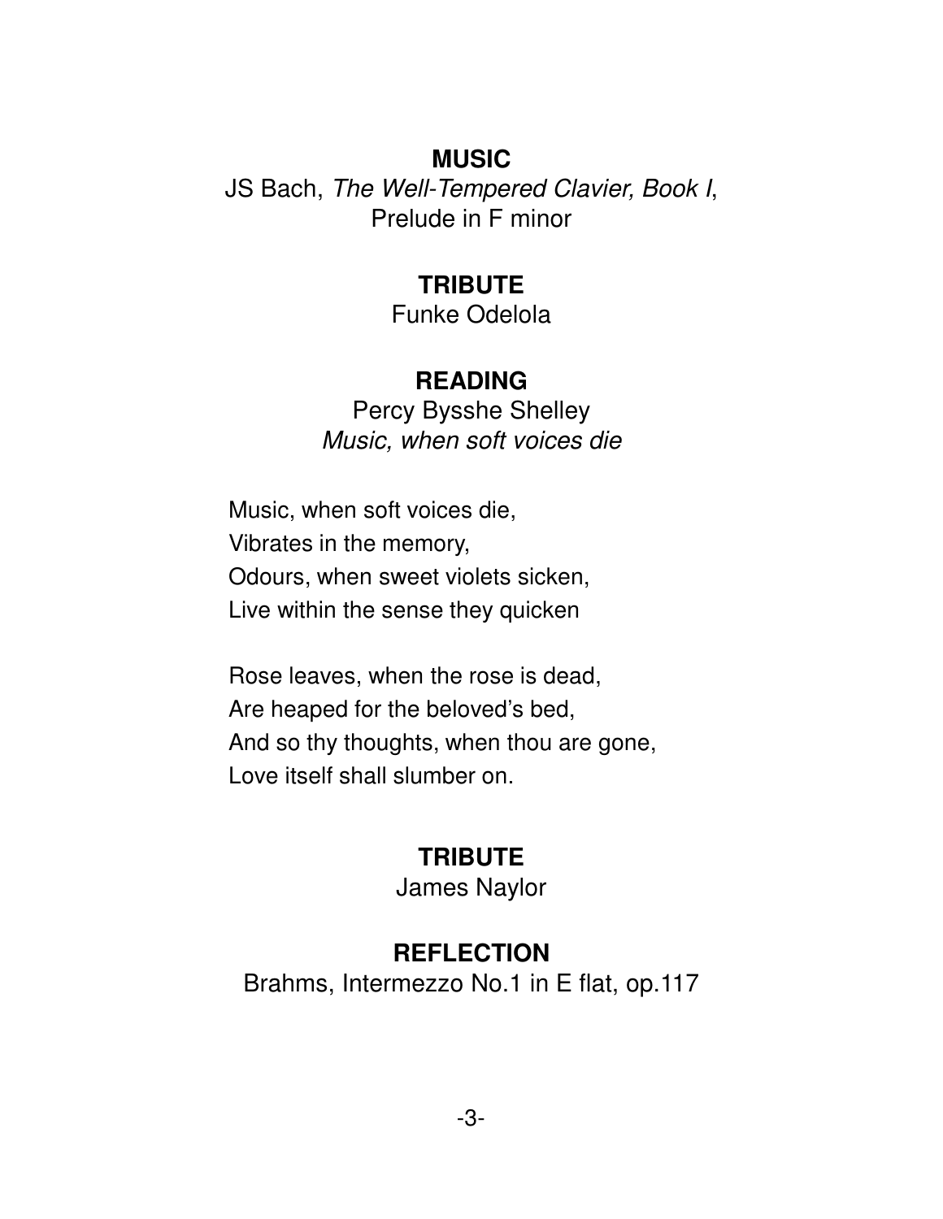**MUSIC**

JS Bach, *The Well-Tempered Clavier, Book I*,
Prelude in F minor

**TRIBUTE**

Funke Odelola

**READING**

Percy Bysshe Shelley
*Music, when soft voices die*

Music, when soft voices die,
Vibrates in the memory,
Odours, when sweet violets sicken,
Live within the sense they quicken

Rose leaves, when the rose is dead,
Are heaped for the beloved's bed,
And so thy thoughts, when thou are gone,
Love itself shall slumber on.

**TRIBUTE**

James Naylor

**REFLECTION**

Brahms, Intermezzo No.1 in E flat, op.117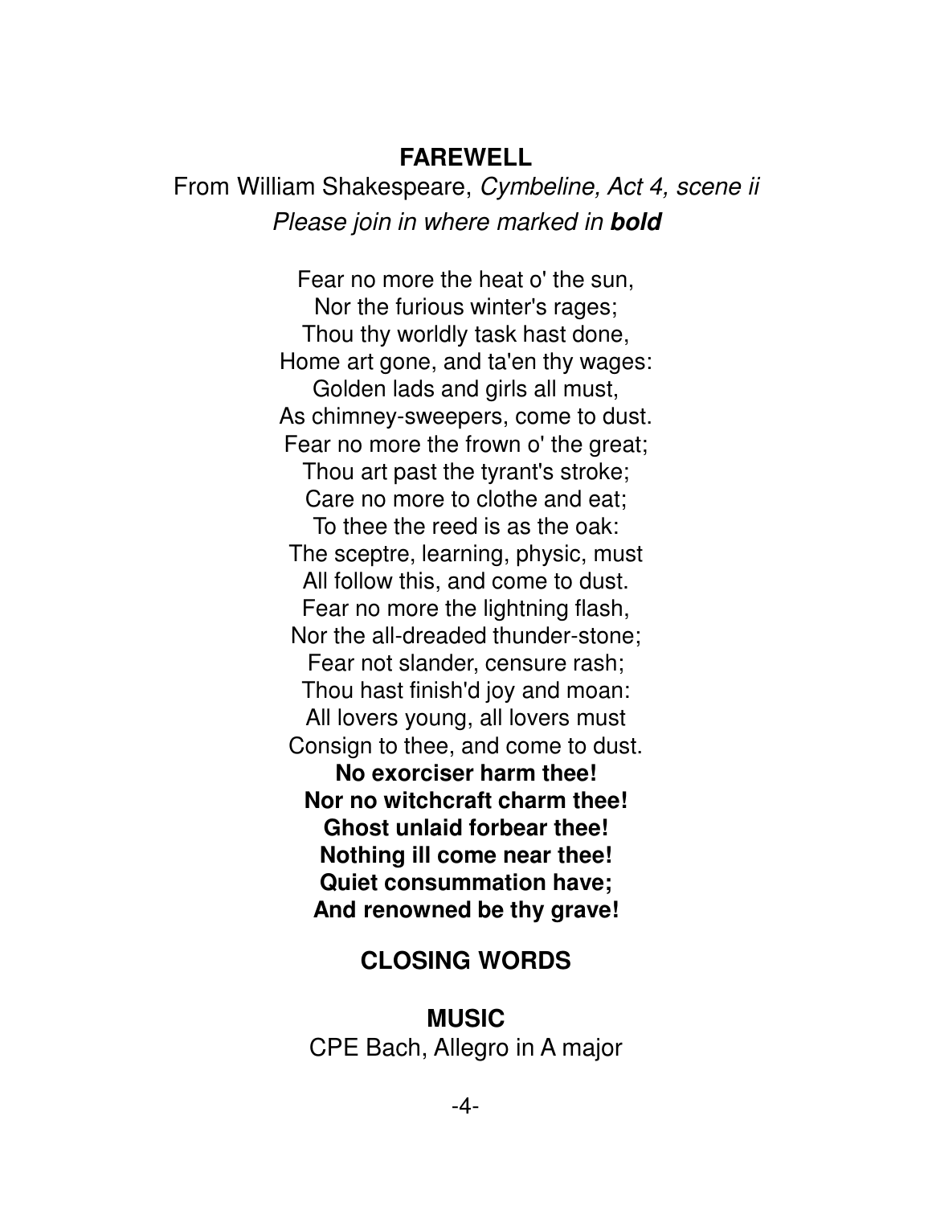## FAREWELL

From William Shakespeare, *Cymbeline, Act 4, scene ii*

*Please join in where marked in **bold***

Fear no more the heat o' the sun,
Nor the furious winter's rages;
Thou thy worldly task hast done,
Home art gone, and ta'en thy wages:
Golden lads and girls all must,
As chimney-sweepers, come to dust.
Fear no more the frown o' the great;
Thou art past the tyrant's stroke;
Care no more to clothe and eat;
To thee the reed is as the oak:
The sceptre, learning, physic, must
All follow this, and come to dust.
Fear no more the lightning flash,
Nor the all-dreaded thunder-stone;
Fear not slander, censure rash;
Thou hast finish'd joy and moan:
All lovers young, all lovers must
Consign to thee, and come to dust.
**No exorciser harm thee!**
**Nor no witchcraft charm thee!**
**Ghost unlaid forbear thee!**
**Nothing ill come near thee!**
**Quiet consummation have;**
**And renowned be thy grave!**

## CLOSING WORDS

## MUSIC

CPE Bach, Allegro in A major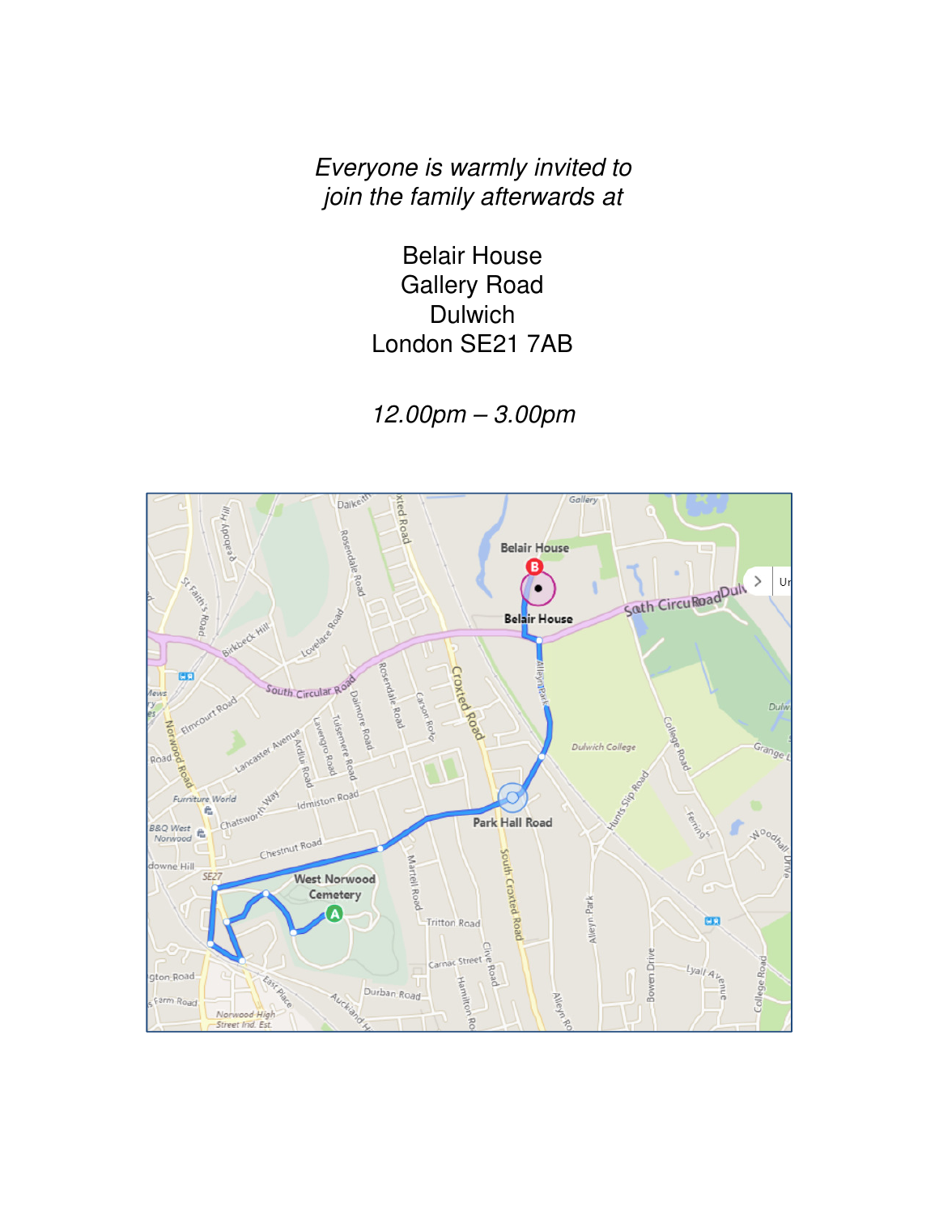*Everyone is warmly invited to join the family afterwards at*

Belair House
Gallery Road
Dulwich
London SE21 7AB

*12.00pm – 3.00pm*